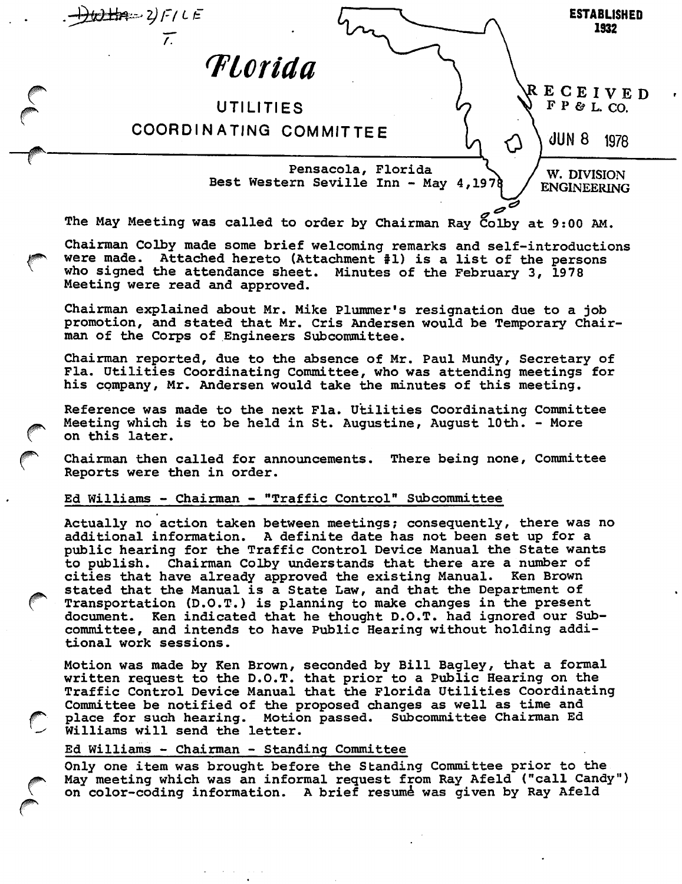~~Dotha~~ 2) FILE
T.

ESTABLISHED 1932

# Florida

## UTILITIES COORDINATING COMMITTEE

RECEIVED
F P & L. CO.
JUN 8 1978
W. DIVISION ENGINEERING

Pensacola, Florida
Best Western Seville Inn - May 4, 1978

The May Meeting was called to order by Chairman Ray Colby at 9:00 AM.

Chairman Colby made some brief welcoming remarks and self-introductions were made. Attached hereto (Attachment #1) is a list of the persons who signed the attendance sheet. Minutes of the February 3, 1978 Meeting were read and approved.

Chairman explained about Mr. Mike Plummer's resignation due to a job promotion, and stated that Mr. Cris Andersen would be Temporary Chairman of the Corps of Engineers Subcommittee.

Chairman reported, due to the absence of Mr. Paul Mundy, Secretary of Fla. Utilities Coordinating Committee, who was attending meetings for his company, Mr. Andersen would take the minutes of this meeting.

Reference was made to the next Fla. Utilities Coordinating Committee Meeting which is to be held in St. Augustine, August 10th. - More on this later.

Chairman then called for announcements. There being none, Committee Reports were then in order.

Ed Williams - Chairman - "Traffic Control" Subcommittee

Actually no action taken between meetings; consequently, there was no additional information. A definite date has not been set up for a public hearing for the Traffic Control Device Manual the State wants to publish. Chairman Colby understands that there are a number of cities that have already approved the existing Manual. Ken Brown stated that the Manual is a State Law, and that the Department of Transportation (D.O.T.) is planning to make changes in the present document. Ken indicated that he thought D.O.T. had ignored our Subcommittee, and intends to have Public Hearing without holding additional work sessions.

Motion was made by Ken Brown, seconded by Bill Bagley, that a formal written request to the D.O.T. that prior to a Public Hearing on the Traffic Control Device Manual that the Florida Utilities Coordinating Committee be notified of the proposed changes as well as time and place for such hearing. Motion passed. Subcommittee Chairman Ed Williams will send the letter.

Ed Williams - Chairman - Standing Committee

Only one item was brought before the Standing Committee prior to the May meeting which was an informal request from Ray Afeld ("call Candy") on color-coding information. A brief resumé was given by Ray Afeld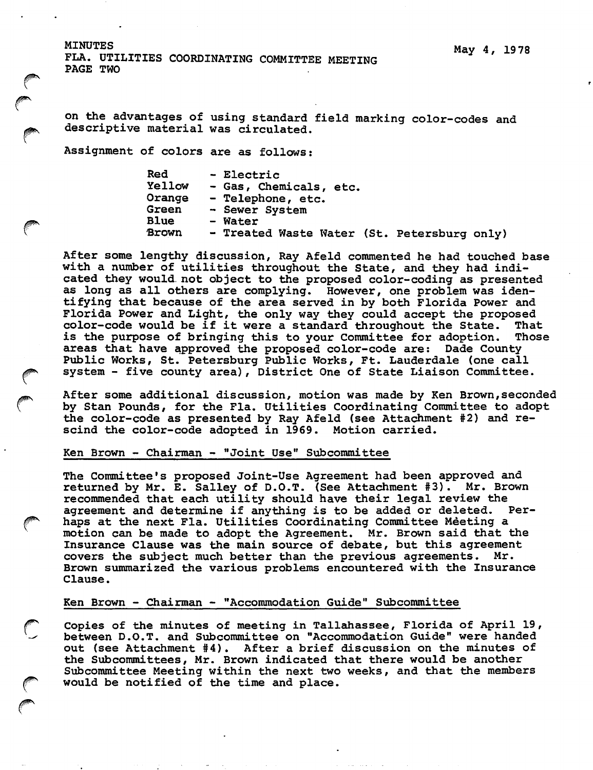on the advantages of using standard field marking color-codes and descriptive material was circulated.

Assignment of colors are as follows:

| | |
|---|---|
| Red | - Electric |
| Yellow | - Gas, Chemicals, etc. |
| Orange | - Telephone, etc. |
| Green | - Sewer System |
| Blue | - Water |
| Brown | - Treated Waste Water (St. Petersburg only) |

After some lengthy discussion, Ray Afeld commented he had touched base with a number of utilities throughout the State, and they had indicated they would not object to the proposed color-coding as presented as long as all others are complying. However, one problem was identifying that because of the area served in by both Florida Power and Florida Power and Light, the only way they could accept the proposed color-code would be if it were a standard throughout the State. That is the purpose of bringing this to your Committee for adoption. Those areas that have approved the proposed color-code are: Dade County Public Works, St. Petersburg Public Works, Ft. Lauderdale (one call system - five county area), District One of State Liaison Committee.

After some additional discussion, motion was made by Ken Brown, seconded by Stan Pounds, for the Fla. Utilities Coordinating Committee to adopt the color-code as presented by Ray Afeld (see Attachment #2) and rescind the color-code adopted in 1969. Motion carried.

## Ken Brown - Chairman - "Joint Use" Subcommittee

The Committee's proposed Joint-Use Agreement had been approved and returned by Mr. E. Salley of D.O.T. (See Attachment #3). Mr. Brown recommended that each utility should have their legal review the agreement and determine if anything is to be added or deleted. Perhaps at the next Fla. Utilities Coordinating Committee Meeting a motion can be made to adopt the Agreement. Mr. Brown said that the Insurance Clause was the main source of debate, but this agreement covers the subject much better than the previous agreements. Mr. Brown summarized the various problems encountered with the Insurance Clause.

## Ken Brown - Chairman - "Accommodation Guide" Subcommittee

Copies of the minutes of meeting in Tallahassee, Florida of April 19, between D.O.T. and Subcommittee on "Accommodation Guide" were handed out (see Attachment #4). After a brief discussion on the minutes of the Subcommittees, Mr. Brown indicated that there would be another Subcommittee Meeting within the next two weeks, and that the members would be notified of the time and place.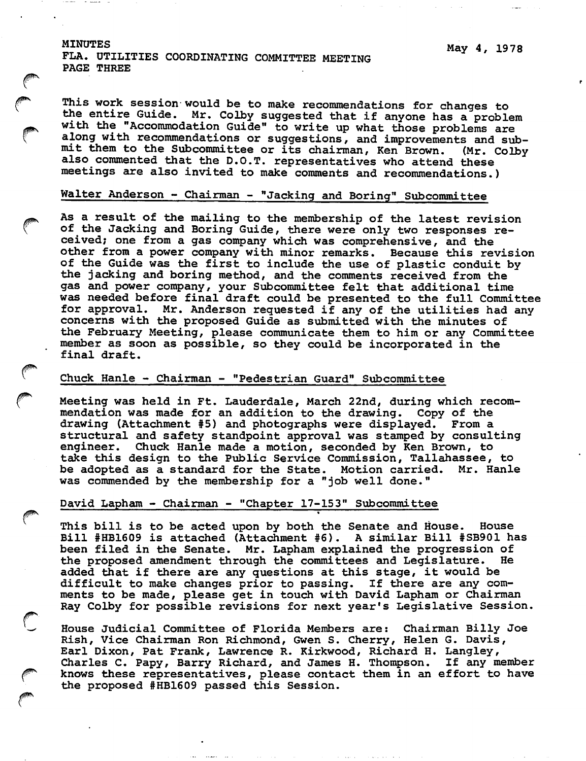This work session would be to make recommendations for changes to the entire Guide. Mr. Colby suggested that if anyone has a problem with the "Accommodation Guide" to write up what those problems are along with recommendations or suggestions, and improvements and submit them to the Subcommittee or its chairman, Ken Brown. (Mr. Colby also commented that the D.O.T. representatives who attend these meetings are also invited to make comments and recommendations.)

## Walter Anderson - Chairman - "Jacking and Boring" Subcommittee

As a result of the mailing to the membership of the latest revision of the Jacking and Boring Guide, there were only two responses received; one from a gas company which was comprehensive, and the other from a power company with minor remarks. Because this revision of the Guide was the first to include the use of plastic conduit by the jacking and boring method, and the comments received from the gas and power company, your Subcommittee felt that additional time was needed before final draft could be presented to the full Committee for approval. Mr. Anderson requested if any of the utilities had any concerns with the proposed Guide as submitted with the minutes of the February Meeting, please communicate them to him or any Committee member as soon as possible, so they could be incorporated in the final draft.

## Chuck Hanle - Chairman - "Pedestrian Guard" Subcommittee

Meeting was held in Ft. Lauderdale, March 22nd, during which recommendation was made for an addition to the drawing. Copy of the drawing (Attachment #5) and photographs were displayed. From a structural and safety standpoint approval was stamped by consulting engineer. Chuck Hanle made a motion, seconded by Ken Brown, to take this design to the Public Service Commission, Tallahassee, to be adopted as a standard for the State. Motion carried. Mr. Hanle was commended by the membership for a "job well done."

## David Lapham - Chairman - "Chapter 17-153" Subcommittee

This bill is to be acted upon by both the Senate and House. House Bill #HB1609 is attached (Attachment #6). A similar Bill #SB901 has been filed in the Senate. Mr. Lapham explained the progression of the proposed amendment through the committees and Legislature. He added that if there are any questions at this stage, it would be difficult to make changes prior to passing. If there are any comments to be made, please get in touch with David Lapham or Chairman Ray Colby for possible revisions for next year's Legislative Session.

House Judicial Committee of Florida Members are: Chairman Billy Joe Rish, Vice Chairman Ron Richmond, Gwen S. Cherry, Helen G. Davis, Earl Dixon, Pat Frank, Lawrence R. Kirkwood, Richard H. Langley, Charles C. Papy, Barry Richard, and James H. Thompson. If any member knows these representatives, please contact them in an effort to have the proposed #HB1609 passed this Session.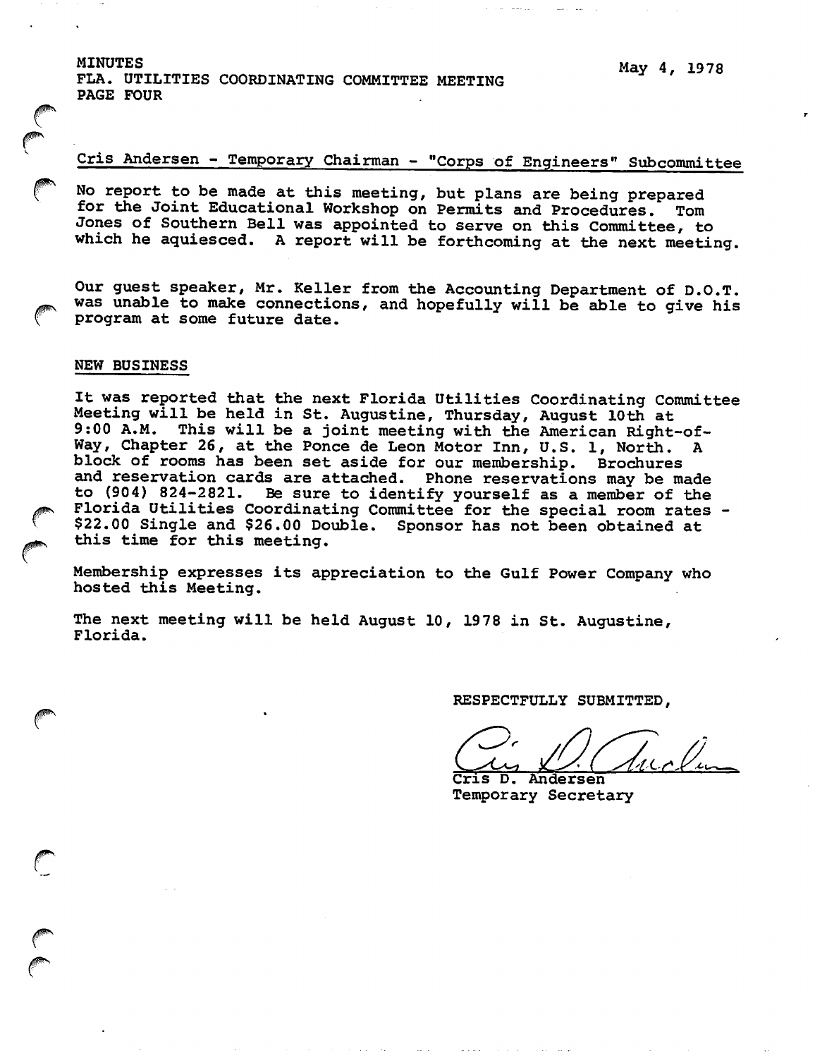Cris Andersen - Temporary Chairman - "Corps of Engineers" Subcommittee

No report to be made at this meeting, but plans are being prepared for the Joint Educational Workshop on Permits and Procedures. Tom Jones of Southern Bell was appointed to serve on this Committee, to which he aquiesced. A report will be forthcoming at the next meeting.

Our guest speaker, Mr. Keller from the Accounting Department of D.O.T. was unable to make connections, and hopefully will be able to give his program at some future date.

NEW BUSINESS

It was reported that the next Florida Utilities Coordinating Committee Meeting will be held in St. Augustine, Thursday, August 10th at 9:00 A.M. This will be a joint meeting with the American Right-of-Way, Chapter 26, at the Ponce de Leon Motor Inn, U.S. 1, North. A block of rooms has been set aside for our membership. Brochures and reservation cards are attached. Phone reservations may be made to (904) 824-2821. Be sure to identify yourself as a member of the Florida Utilities Coordinating Committee for the special room rates - $22.00 Single and $26.00 Double. Sponsor has not been obtained at this time for this meeting.

Membership expresses its appreciation to the Gulf Power Company who hosted this Meeting.

The next meeting will be held August 10, 1978 in St. Augustine, Florida.

RESPECTFULLY SUBMITTED,

Cris D. Andersen
Temporary Secretary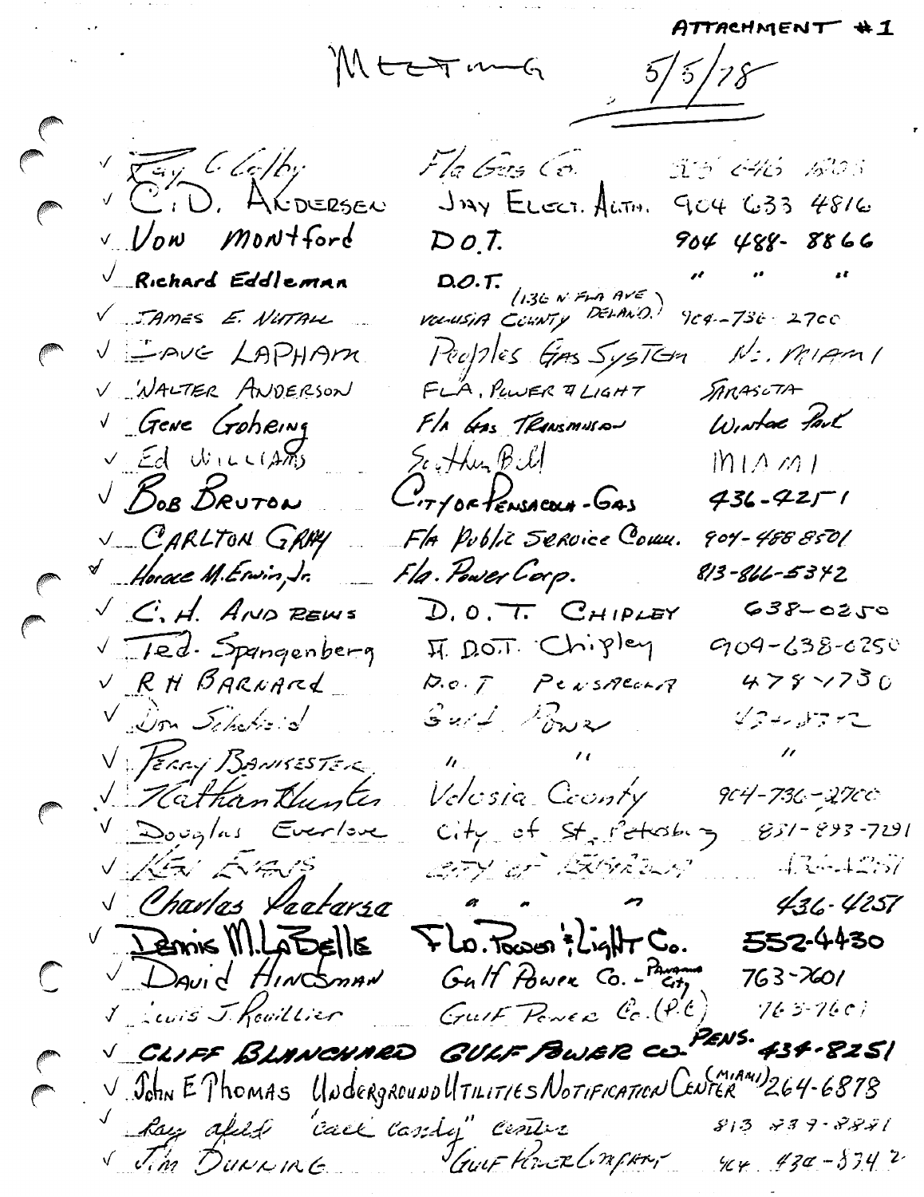ATTACHMENT #1

# Meeting 5/5/78

| | Name | Organization | Phone / Location |
|---|---|---|---|
| ✓ | Ray Colby | Fla Gas Co. | 305 646 1833 |
| ✓ | C. D. Andersen | Jay Elect. Auth. | 904 633 4816 |
| ✓ | Von Montford | D.O.T. | 904 488-8866 |
| ✓ | Richard Eddleman | D.O.T. | " " " |
| ✓ | James E. Nuttall | Volusia County (136 N Fla Ave Deland) | 904-736-2700 |
| ✓ | Dave Lapham | Peoples Gas System | N. Miami |
| ✓ | Walter Anderson | Fla. Power & Light | Sarasota |
| ✓ | Gene Gohring | Fla Gas Transmission | Winter Park |
| ✓ | Ed Williams | Southern Bell | Miami |
| ✓ | Bob Bruton | City of Pensacola - Gas | 436-4251 |
| ✓ | Carlton Gray | Fla Public Service Comm. | 904-488 8501 |
| ✓ | Horace M. Erwin, Jr. | Fla. Power Corp. | 813-866-5342 |
| ✓ | C. H. Andrews | D.O.T. Chipley | 638-0250 |
| ✓ | Ted Spangenberg | Fl. D.O.T. Chipley | 904-638-0250 |
| ✓ | R H Barnard | D.O.T Pensacola | 478-1730 |
| ✓ | Don Schofield | Gulf Power | 434-8272 |
| ✓ | Perry Banisester | " " | " |
| ✓ | Nathan Hunter | Volusia County | 904-736-2700 |
| ✓ | Douglas Everlove | City of St. Petersburg | 851-893-7291 |
| ✓ | Ken Evans | City of Pensacola | 436-4257 |
| ✓ | Charles Peatarsa | " " " | 436-4257 |
| ✓ | Dennis M. LaBelle | Fla. Power & Light Co. | 552-4430 |
| ✓ | David Hindsman | Gulf Power Co. - Panama City | 763-7601 |
| ✓ | Louis J. Rouillier | Gulf Power Co. (P.C) | 763-7601 |
| ✓ | Cliff Blanchard | Gulf Power Co. Pens. | 434-8251 |
| ✓ | John E Thomas | Underground Utilities Notification Center (Miami) | 264-6878 |
| ✓ | Ray afeld | "call candy" center | 813 839-8881 |
| ✓ | Jim Dunning | Gulf Power Company | 904 434-8742 |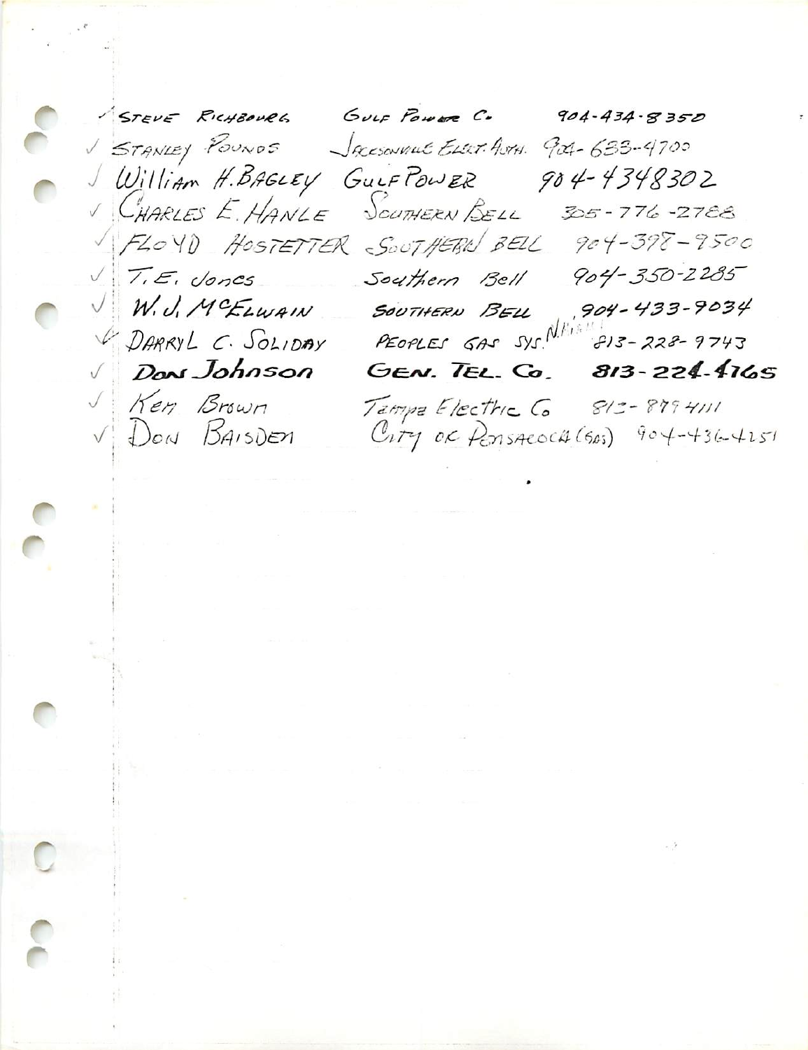| | | |
|---|---|---|
| ✓ STEVE RICHBOURG | GULF POWER CO. | 904-434-8350 |
| ✓ STANLEY POUNDS | JACKSONVILLE ELECT. AUTH. | 904-633-4700 |
| ✓ William H. BAGLEY | GULF POWER | 904-4348302 |
| ✓ CHARLES E. HANLE | SOUTHERN BELL | 305-776-2788 |
| ✓ FLOYD HOSTETTER | SOUTHERN BELL | 904-398-9500 |
| ✓ T.E. Jones | Southern Bell | 904-350-2285 |
| ✓ W.J. McELWAIN | SOUTHERN BELL | 904-433-9034 |
| ✓ DARRYL C. SOLIDAY | PEOPLES GAS SYS. N.Miami | 813-228-9743 |
| ✓ Don Johnson | GEN. TEL. Co. | 813-224-4765 |
| ✓ Ken Brown | Tampa Electric Co | 813-879-4111 |
| ✓ DON BAISDEN | City of Pensacola (Gas) | 904-436-4251 |